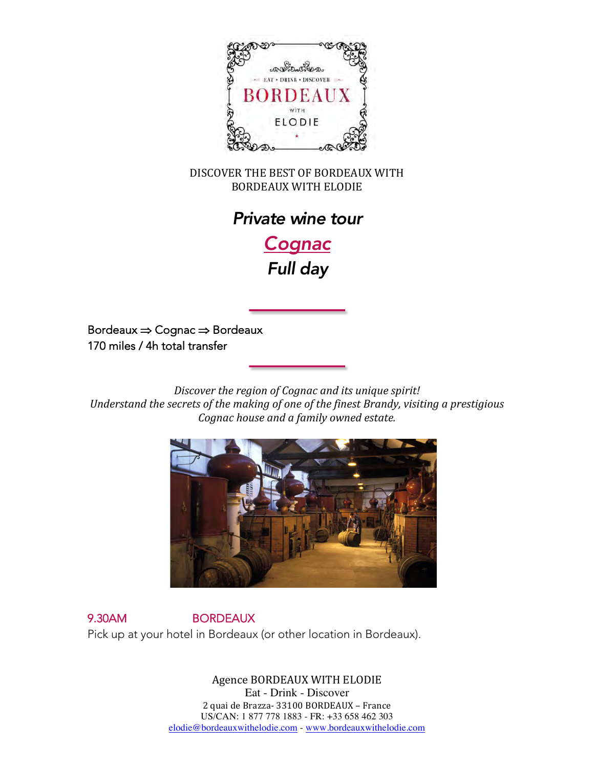EAT • DRINK • DISCOVER

BORDEAUX

WITH

ELODIE

DISCOVER THE BEST OF BORDEAUX WITH BORDEAUX WITH ELODIE

# *Private wine tour*

## *Cognac*

## *Full day*

Bordeaux ⇒ Cognac ⇒ Bordeaux
170 miles / 4h total transfer

*Discover the region of Cognac and its unique spirit!*
*Understand the secrets of the making of one of the finest Brandy, visiting a prestigious Cognac house and a family owned estate.*

**9.30AM** **BORDEAUX**
Pick up at your hotel in Bordeaux (or other location in Bordeaux).

Agence BORDEAUX WITH ELODIE
Eat - Drink - Discover
2 quai de Brazza- 33100 BORDEAUX – France
US/CAN: 1 877 778 1883 - FR: +33 658 462 303
elodie@bordeauxwithelodie.com - www.bordeauxwithelodie.com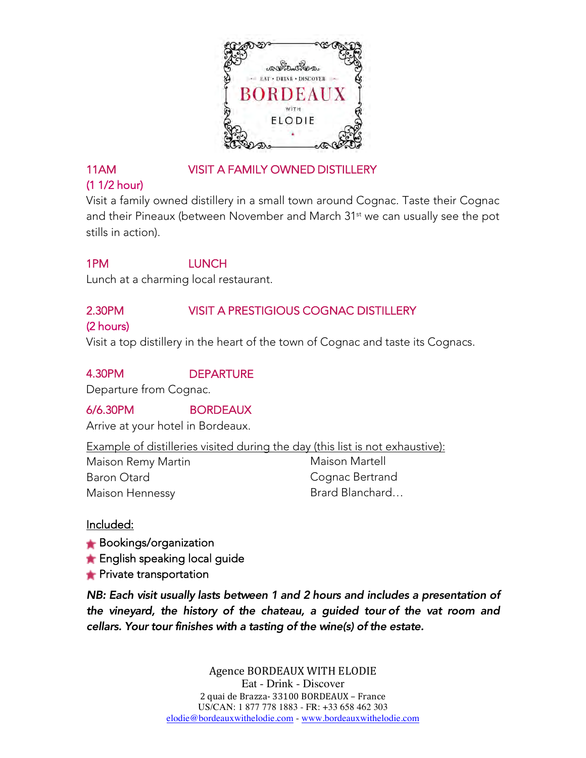EAT • DRINK • DISCOVER

BORDEAUX

WITH

ELODIE

**11AM** **VISIT A FAMILY OWNED DISTILLERY**
**(1 1/2 hour)**

Visit a family owned distillery in a small town around Cognac. Taste their Cognac and their Pineaux (between November and March 31st we can usually see the pot stills in action).

**1PM** **LUNCH**

Lunch at a charming local restaurant.

**2.30PM** **VISIT A PRESTIGIOUS COGNAC DISTILLERY**
**(2 hours)**

Visit a top distillery in the heart of the town of Cognac and taste its Cognacs.

**4.30PM** **DEPARTURE**

Departure from Cognac.

**6/6.30PM** **BORDEAUX**

Arrive at your hotel in Bordeaux.

Example of distilleries visited during the day (this list is not exhaustive):

- Maison Remy Martin
- Baron Otard
- Maison Hennessy
- Maison Martell
- Cognac Bertrand
- Brard Blanchard…

Included:

- Bookings/organization
- English speaking local guide
- Private transportation

***NB: Each visit usually lasts between 1 and 2 hours and includes a presentation of the vineyard, the history of the chateau, a guided tour of the vat room and cellars. Your tour finishes with a tasting of the wine(s) of the estate.***

Agence BORDEAUX WITH ELODIE
Eat - Drink - Discover
2 quai de Brazza- 33100 BORDEAUX – France
US/CAN: 1 877 778 1883 - FR: +33 658 462 303
elodie@bordeauxwithelodie.com - www.bordeauxwithelodie.com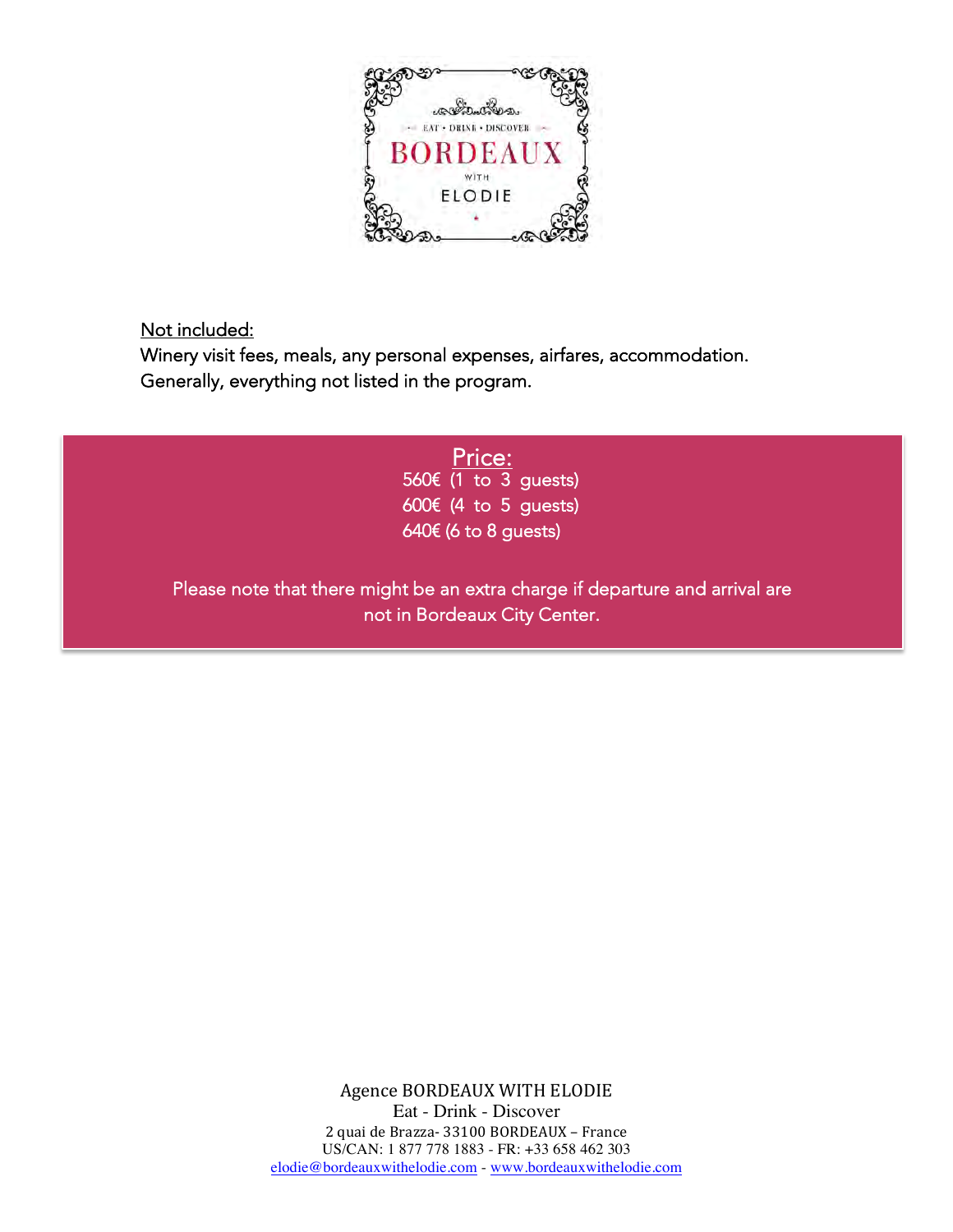EAT • DRINK • DISCOVER

BORDEAUX WITH ELODIE

Not included:

Winery visit fees, meals, any personal expenses, airfares, accommodation.
Generally, everything not listed in the program.

## Price:

560€ (1 to 3 guests)
600€ (4 to 5 guests)
640€ (6 to 8 guests)

Please note that there might be an extra charge if departure and arrival are not in Bordeaux City Center.

Agence BORDEAUX WITH ELODIE
Eat - Drink - Discover
2 quai de Brazza- 33100 BORDEAUX – France
US/CAN: 1 877 778 1883 - FR: +33 658 462 303
elodie@bordeauxwithelodie.com - www.bordeauxwithelodie.com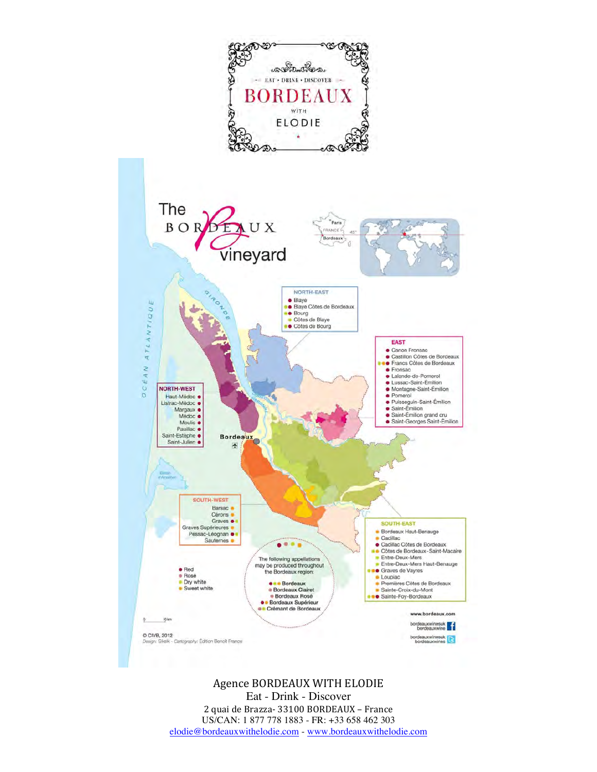EAT • DRINK • DISCOVER

# BORDEAUX

WITH

ELODIE

The BORDEAUX vineyard

NORTH-EAST
- Blaye
- Blaye Côtes de Bordeaux
- Bourg
- Côtes de Blaye
- Côtes de Bourg

EAST
- Canon Fronsac
- Castillon Côtes de Bordeaux
- Francs Côtes de Bordeaux
- Fronsac
- Lalande-de-Pomerol
- Lussac-Saint-Émilion
- Montagne-Saint-Émilion
- Pomerol
- Puisseguin-Saint-Émilion
- Saint-Émilion
- Saint-Émilion grand cru
- Saint-Georges Saint-Émilion

NORTH-WEST
- Haut-Médoc
- Listrac-Médoc
- Margaux
- Médoc
- Moulis
- Pauillac
- Saint-Estèphe
- Saint-Julien

SOUTH-WEST
- Barsac
- Cérons
- Graves
- Graves Supérieures
- Pessac-Léognan
- Sauternes

SOUTH-EAST
- Bordeaux Haut-Benauge
- Cadillac
- Cadillac Côtes de Bordeaux
- Côtes de Bordeaux-Saint-Macaire
- Entre-Deux-Mers
- Entre-Deux-Mers Haut-Benauge
- Graves de Vayres
- Loupiac
- Premières Côtes de Bordeaux
- Sainte-Croix-du-Mont
- Sainte-Foy-Bordeaux

The following appellations may be produced throughout the Bordeaux region:
- Bordeaux
- Bordeaux Clairet
- Bordeaux Rosé
- Bordeaux Supérieur
- Crémant de Bordeaux

- Red
- Rosé
- Dry white
- Sweet white

© CIVB, 2012
Design: Silesk - Cartography: Édition Benoît France

www.bordeaux.com

Agence BORDEAUX WITH ELODIE
Eat - Drink - Discover
2 quai de Brazza- 33100 BORDEAUX – France
US/CAN: 1 877 778 1883 - FR: +33 658 462 303
elodie@bordeauxwithelodie.com - www.bordeauxwithelodie.com